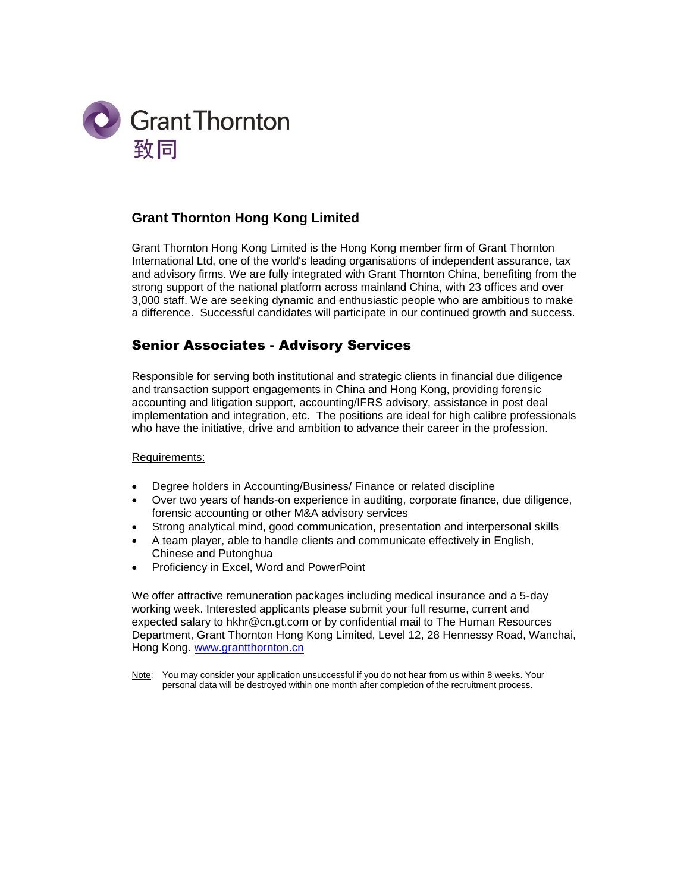Grant Thornton
致同

## Grant Thornton Hong Kong Limited

Grant Thornton Hong Kong Limited is the Hong Kong member firm of Grant Thornton International Ltd, one of the world's leading organisations of independent assurance, tax and advisory firms. We are fully integrated with Grant Thornton China, benefiting from the strong support of the national platform across mainland China, with 23 offices and over 3,000 staff. We are seeking dynamic and enthusiastic people who are ambitious to make a difference. Successful candidates will participate in our continued growth and success.

## Senior Associates - Advisory Services

Responsible for serving both institutional and strategic clients in financial due diligence and transaction support engagements in China and Hong Kong, providing forensic accounting and litigation support, accounting/IFRS advisory, assistance in post deal implementation and integration, etc. The positions are ideal for high calibre professionals who have the initiative, drive and ambition to advance their career in the profession.

Requirements:

- Degree holders in Accounting/Business/ Finance or related discipline
- Over two years of hands-on experience in auditing, corporate finance, due diligence, forensic accounting or other M&A advisory services
- Strong analytical mind, good communication, presentation and interpersonal skills
- A team player, able to handle clients and communicate effectively in English, Chinese and Putonghua
- Proficiency in Excel, Word and PowerPoint

We offer attractive remuneration packages including medical insurance and a 5-day working week. Interested applicants please submit your full resume, current and expected salary to hkhr@cn.gt.com or by confidential mail to The Human Resources Department, Grant Thornton Hong Kong Limited, Level 12, 28 Hennessy Road, Wanchai, Hong Kong. www.grantthornton.cn

Note: You may consider your application unsuccessful if you do not hear from us within 8 weeks. Your personal data will be destroyed within one month after completion of the recruitment process.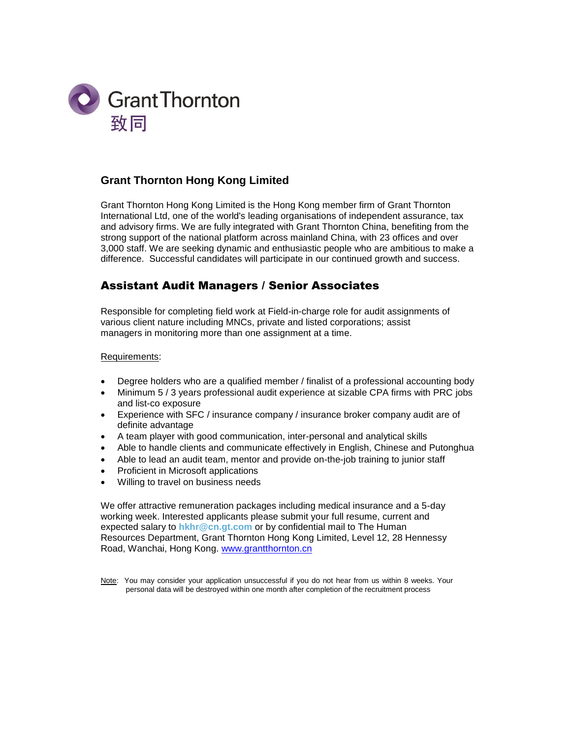Grant Thornton
致同

## Grant Thornton Hong Kong Limited

Grant Thornton Hong Kong Limited is the Hong Kong member firm of Grant Thornton International Ltd, one of the world's leading organisations of independent assurance, tax and advisory firms. We are fully integrated with Grant Thornton China, benefiting from the strong support of the national platform across mainland China, with 23 offices and over 3,000 staff. We are seeking dynamic and enthusiastic people who are ambitious to make a difference. Successful candidates will participate in our continued growth and success.

## Assistant Audit Managers / Senior Associates

Responsible for completing field work at Field-in-charge role for audit assignments of various client nature including MNCs, private and listed corporations; assist managers in monitoring more than one assignment at a time.

Requirements:

- Degree holders who are a qualified member / finalist of a professional accounting body
- Minimum 5 / 3 years professional audit experience at sizable CPA firms with PRC jobs and list-co exposure
- Experience with SFC / insurance company / insurance broker company audit are of definite advantage
- A team player with good communication, inter-personal and analytical skills
- Able to handle clients and communicate effectively in English, Chinese and Putonghua
- Able to lead an audit team, mentor and provide on-the-job training to junior staff
- Proficient in Microsoft applications
- Willing to travel on business needs

We offer attractive remuneration packages including medical insurance and a 5-day working week. Interested applicants please submit your full resume, current and expected salary to **hkhr@cn.gt.com** or by confidential mail to The Human Resources Department, Grant Thornton Hong Kong Limited, Level 12, 28 Hennessy Road, Wanchai, Hong Kong. www.grantthornton.cn

Note: You may consider your application unsuccessful if you do not hear from us within 8 weeks. Your personal data will be destroyed within one month after completion of the recruitment process